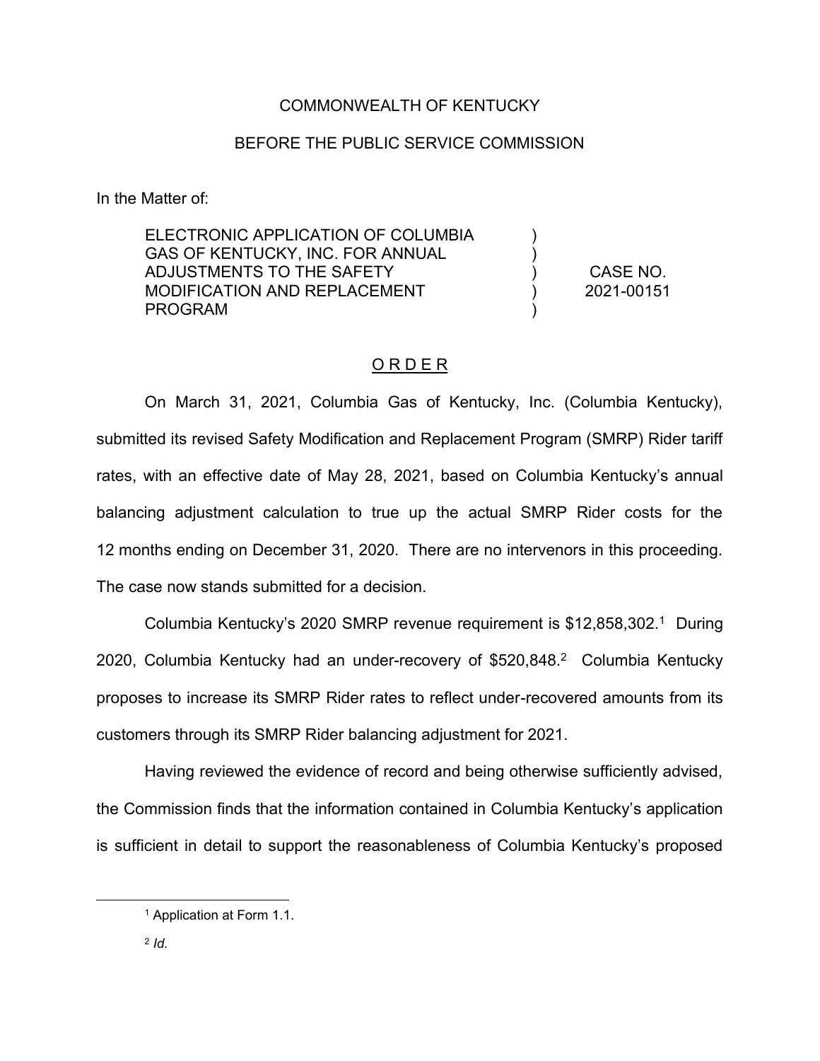COMMONWEALTH OF KENTUCKY

BEFORE THE PUBLIC SERVICE COMMISSION

In the Matter of:

| | | |
|---|---|---|
| ELECTRONIC APPLICATION OF COLUMBIA GAS OF KENTUCKY, INC. FOR ANNUAL ADJUSTMENTS TO THE SAFETY MODIFICATION AND REPLACEMENT PROGRAM | ) | CASE NO. 2021-00151 |

## O R D E R

On March 31, 2021, Columbia Gas of Kentucky, Inc. (Columbia Kentucky), submitted its revised Safety Modification and Replacement Program (SMRP) Rider tariff rates, with an effective date of May 28, 2021, based on Columbia Kentucky's annual balancing adjustment calculation to true up the actual SMRP Rider costs for the 12 months ending on December 31, 2020. There are no intervenors in this proceeding. The case now stands submitted for a decision.

Columbia Kentucky's 2020 SMRP revenue requirement is $12,858,302.[1] During 2020, Columbia Kentucky had an under-recovery of $520,848.[2] Columbia Kentucky proposes to increase its SMRP Rider rates to reflect under-recovered amounts from its customers through its SMRP Rider balancing adjustment for 2021.

Having reviewed the evidence of record and being otherwise sufficiently advised, the Commission finds that the information contained in Columbia Kentucky's application is sufficient in detail to support the reasonableness of Columbia Kentucky's proposed

---

[1] Application at Form 1.1.

[2] *Id.*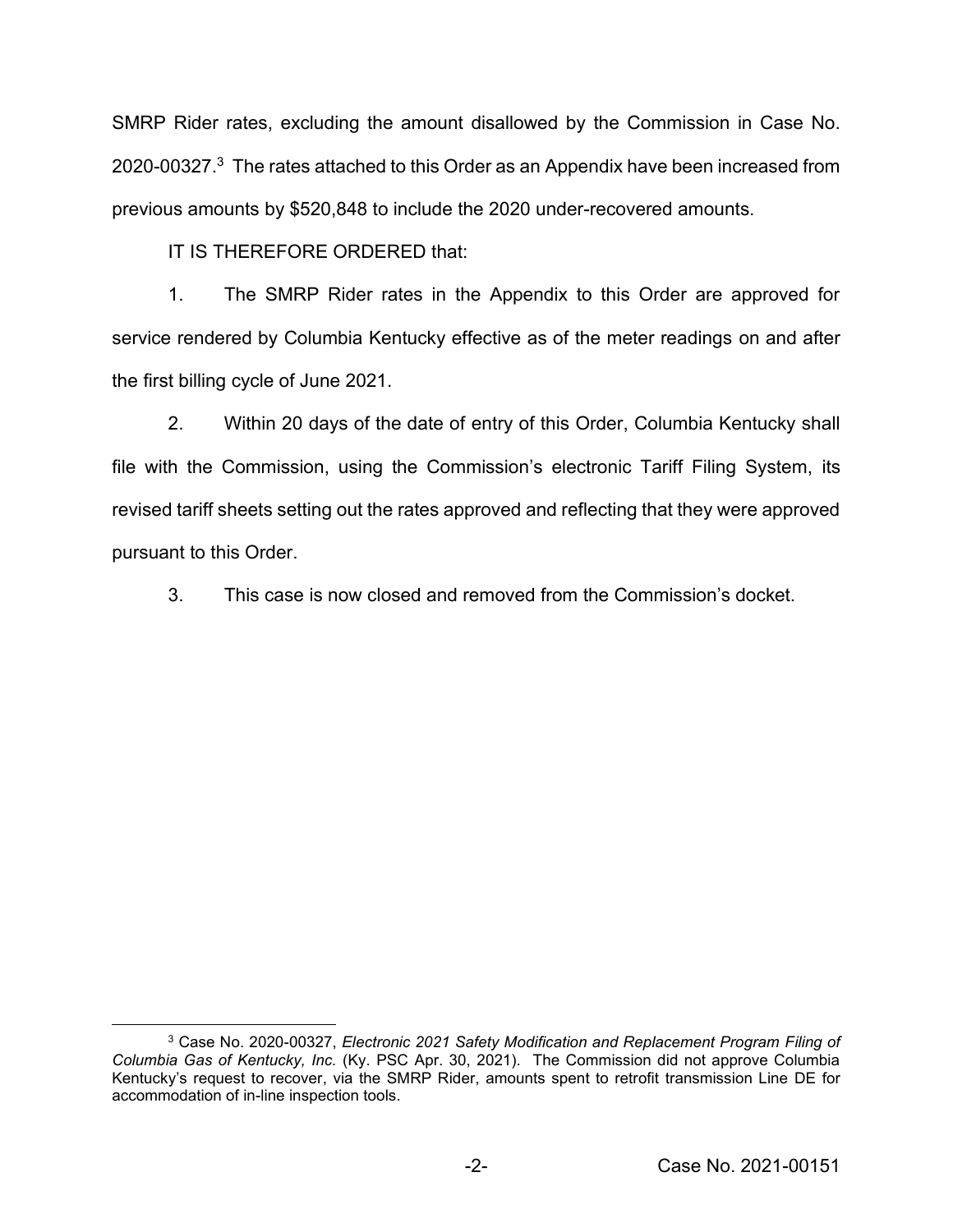SMRP Rider rates, excluding the amount disallowed by the Commission in Case No. 2020-00327.[3] The rates attached to this Order as an Appendix have been increased from previous amounts by $520,848 to include the 2020 under-recovered amounts.

IT IS THEREFORE ORDERED that:

1. The SMRP Rider rates in the Appendix to this Order are approved for service rendered by Columbia Kentucky effective as of the meter readings on and after the first billing cycle of June 2021.

2. Within 20 days of the date of entry of this Order, Columbia Kentucky shall file with the Commission, using the Commission's electronic Tariff Filing System, its revised tariff sheets setting out the rates approved and reflecting that they were approved pursuant to this Order.

3. This case is now closed and removed from the Commission's docket.

---

[3] Case No. 2020-00327, *Electronic 2021 Safety Modification and Replacement Program Filing of Columbia Gas of Kentucky, Inc.* (Ky. PSC Apr. 30, 2021). The Commission did not approve Columbia Kentucky's request to recover, via the SMRP Rider, amounts spent to retrofit transmission Line DE for accommodation of in-line inspection tools.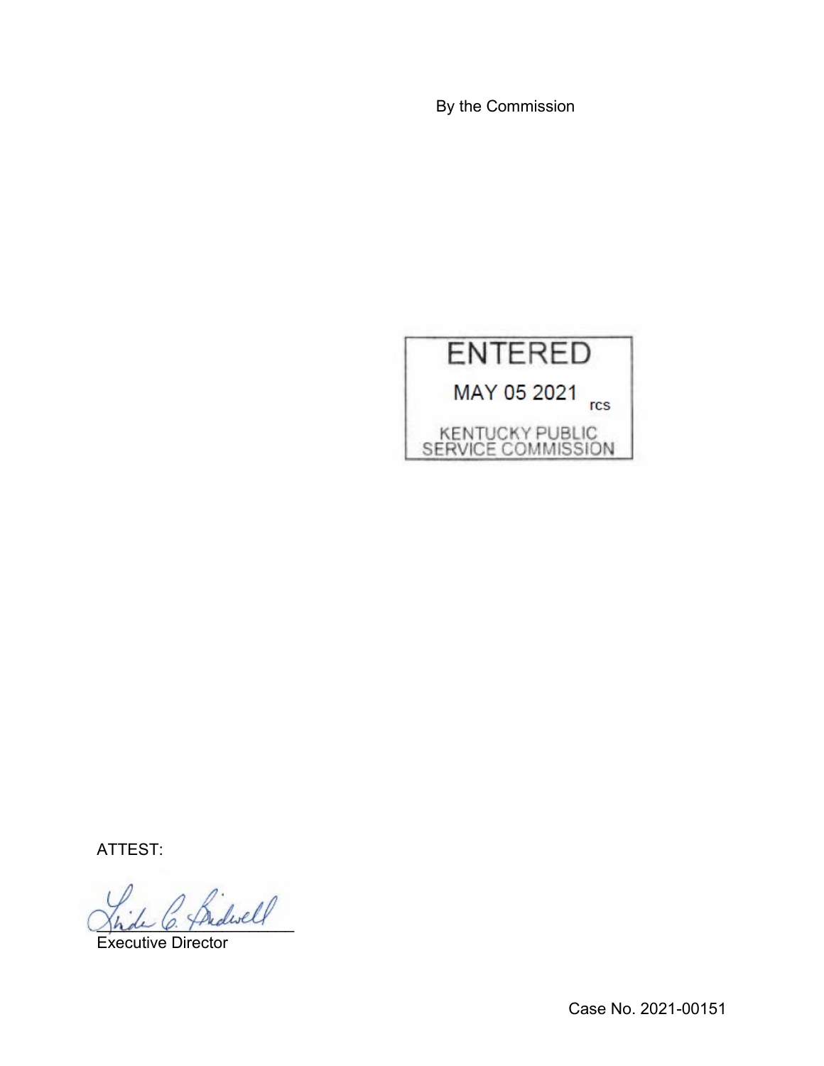By the Commission

ENTERED

MAY 05 2021 rcs

KENTUCKY PUBLIC SERVICE COMMISSION

ATTEST:

\_\_\_\_\_\_\_\_\_\_\_\_\_\_\_\_\_\_\_\_\_\_\_\_

Executive Director

Case No. 2021-00151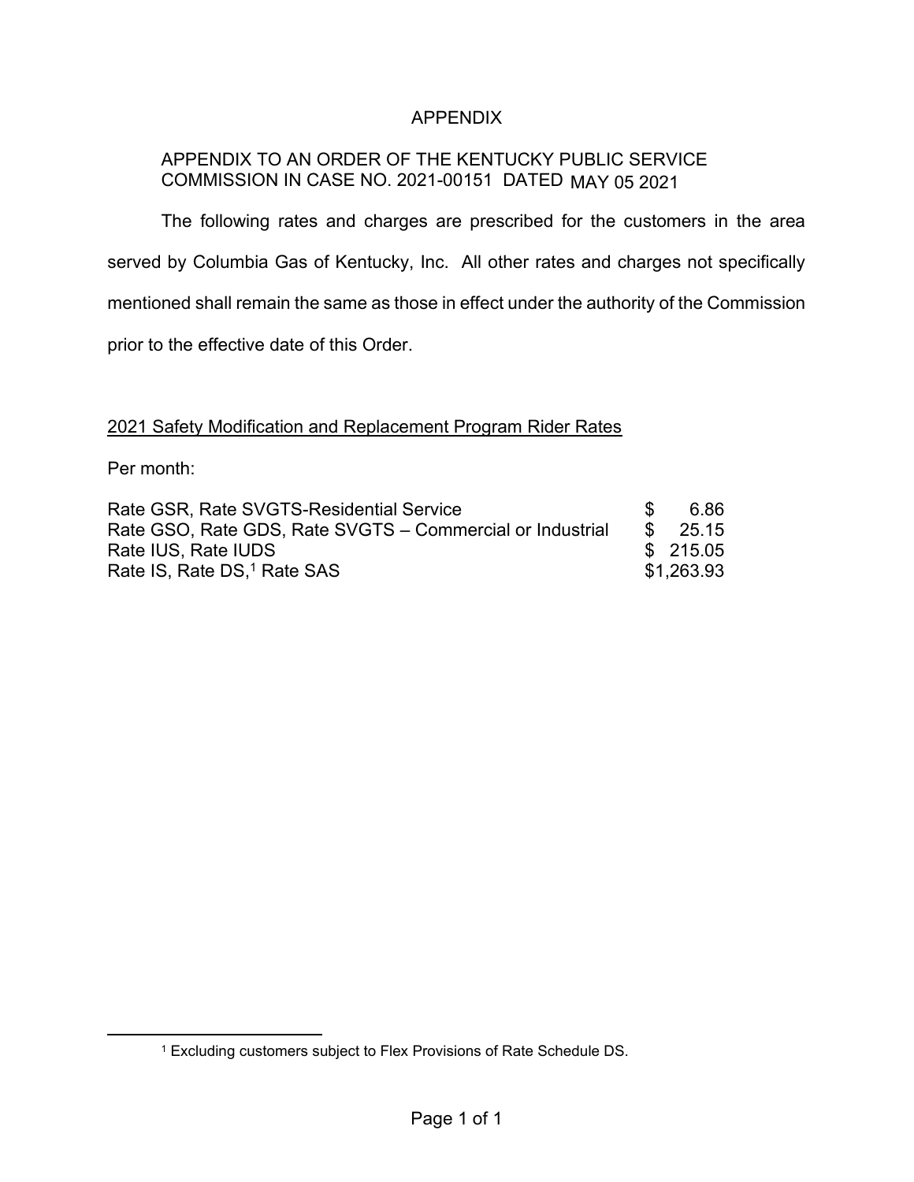# APPENDIX

APPENDIX TO AN ORDER OF THE KENTUCKY PUBLIC SERVICE COMMISSION IN CASE NO. 2021-00151 DATED MAY 05 2021

The following rates and charges are prescribed for the customers in the area served by Columbia Gas of Kentucky, Inc. All other rates and charges not specifically mentioned shall remain the same as those in effect under the authority of the Commission prior to the effective date of this Order.

<u>2021 Safety Modification and Replacement Program Rider Rates</u>

Per month:

| | |
|---|---|
| Rate GSR, Rate SVGTS-Residential Service | $ 6.86 |
| Rate GSO, Rate GDS, Rate SVGTS – Commercial or Industrial | $ 25.15 |
| Rate IUS, Rate IUDS | $ 215.05 |
| Rate IS, Rate DS,[1] Rate SAS | $1,263.93 |

[1] Excluding customers subject to Flex Provisions of Rate Schedule DS.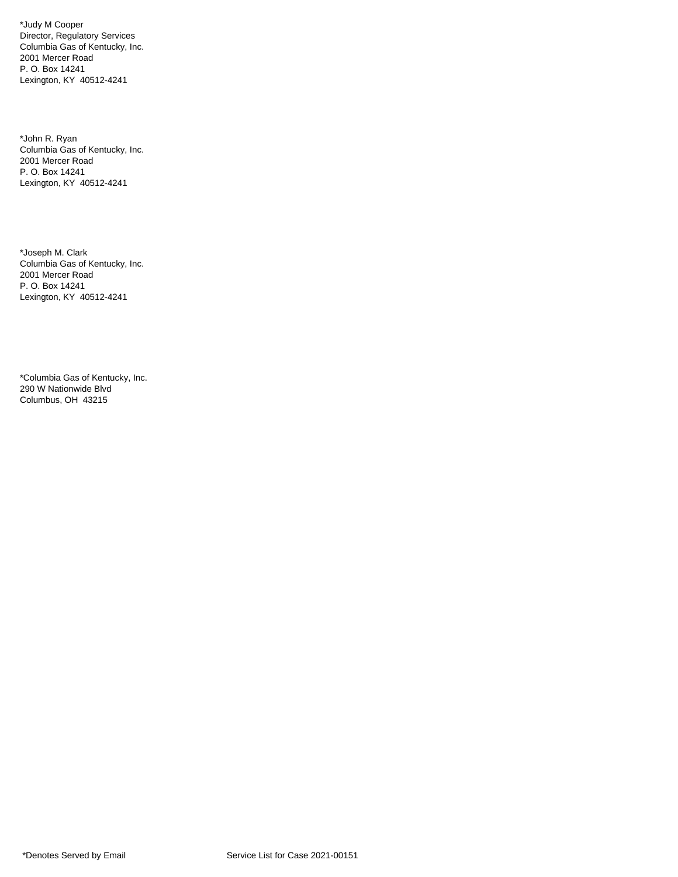*Judy M Cooper
Director, Regulatory Services
Columbia Gas of Kentucky, Inc.
2001 Mercer Road
P. O. Box 14241
Lexington, KY 40512-4241

*John R. Ryan
Columbia Gas of Kentucky, Inc.
2001 Mercer Road
P. O. Box 14241
Lexington, KY 40512-4241

*Joseph M. Clark
Columbia Gas of Kentucky, Inc.
2001 Mercer Road
P. O. Box 14241
Lexington, KY 40512-4241

*Columbia Gas of Kentucky, Inc.
290 W Nationwide Blvd
Columbus, OH 43215